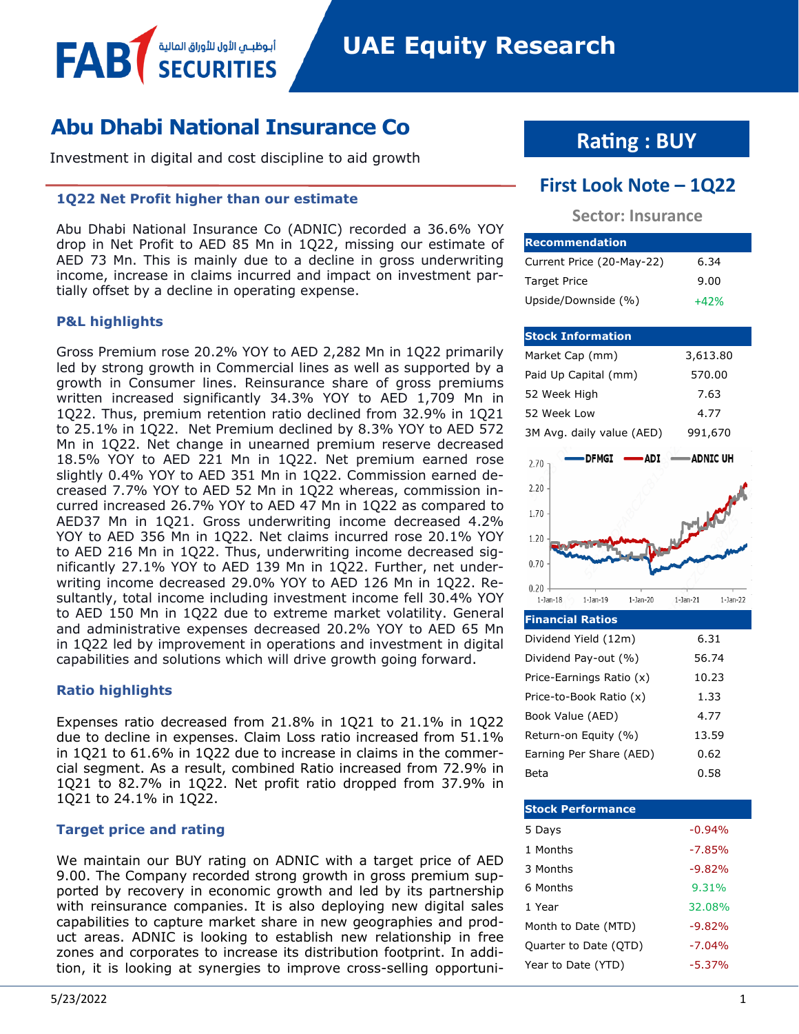# Abu Dhabi National Insurance Co

Investment in digital and cost discipline to aid growth

### 1Q22 Net Profit higher than our estimate

Abu Dhabi National Insurance Co (ADNIC) recorded a 36.6% YOY drop in Net Profit to AED 85 Mn in 1Q22, missing our estimate of AED 73 Mn. This is mainly due to a decline in gross underwriting income, increase in claims incurred and impact on investment partially offset by a decline in operating expense.

### P&L highlights

Gross Premium rose 20.2% YOY to AED 2,282 Mn in 1Q22 primarily led by strong growth in Commercial lines as well as supported by a growth in Consumer lines. Reinsurance share of gross premiums written increased significantly 34.3% YOY to AED 1,709 Mn in 1Q22. Thus, premium retention ratio declined from 32.9% in 1Q21 to 25.1% in 1Q22. Net Premium declined by 8.3% YOY to AED 572 Mn in 1Q22. Net change in unearned premium reserve decreased 18.5% YOY to AED 221 Mn in 1Q22. Net premium earned rose slightly 0.4% YOY to AED 351 Mn in 1Q22. Commission earned decreased 7.7% YOY to AED 52 Mn in 1Q22 whereas, commission incurred increased 26.7% YOY to AED 47 Mn in 1Q22 as compared to AED37 Mn in 1Q21. Gross underwriting income decreased 4.2% YOY to AED 356 Mn in 1Q22. Net claims incurred rose 20.1% YOY to AED 216 Mn in 1Q22. Thus, underwriting income decreased significantly 27.1% YOY to AED 139 Mn in 1Q22. Further, net underwriting income decreased 29.0% YOY to AED 126 Mn in 1Q22. Resultantly, total income including investment income fell 30.4% YOY to AED 150 Mn in 1Q22 due to extreme market volatility. General and administrative expenses decreased 20.2% YOY to AED 65 Mn in 1Q22 led by improvement in operations and investment in digital capabilities and solutions which will drive growth going forward.

### Ratio highlights

Expenses ratio decreased from 21.8% in 1Q21 to 21.1% in 1Q22 due to decline in expenses. Claim Loss ratio increased from 51.1% in 1Q21 to 61.6% in 1Q22 due to increase in claims in the commercial segment. As a result, combined Ratio increased from 72.9% in 1Q21 to 82.7% in 1Q22. Net profit ratio dropped from 37.9% in 1Q21 to 24.1% in 1Q22.

### Target price and rating

We maintain our BUY rating on ADNIC with a target price of AED 9.00. The Company recorded strong growth in gross premium supported by recovery in economic growth and led by its partnership with reinsurance companies. It is also deploying new digital sales capabilities to capture market share in new geographies and product areas. ADNIC is looking to establish new relationship in free zones and corporates to increase its distribution footprint. In addition, it is looking at synergies to improve cross-selling opportuni-

## Rating : BUY

## First Look Note – 1Q22

**Sector: Insurance**

| Recommendation | |
|---|---|
| Current Price (20-May-22) | 6.34 |
| Target Price | 9.00 |
| Upside/Downside (%) | +42% |

| Stock Information | |
|---|---|
| Market Cap (mm) | 3,613.80 |
| Paid Up Capital (mm) | 570.00 |
| 52 Week High | 7.63 |
| 52 Week Low | 4.77 |
| 3M Avg. daily value (AED) | 991,670 |

| Financial Ratios | |
|---|---|
| Dividend Yield (12m) | 6.31 |
| Dividend Pay-out (%) | 56.74 |
| Price-Earnings Ratio (x) | 10.23 |
| Price-to-Book Ratio (x) | 1.33 |
| Book Value (AED) | 4.77 |
| Return-on Equity (%) | 13.59 |
| Earning Per Share (AED) | 0.62 |
| Beta | 0.58 |

| Stock Performance | |
|---|---|
| 5 Days | -0.94% |
| 1 Months | -7.85% |
| 3 Months | -9.82% |
| 6 Months | 9.31% |
| 1 Year | 32.08% |
| Month to Date (MTD) | -9.82% |
| Quarter to Date (QTD) | -7.04% |
| Year to Date (YTD) | -5.37% |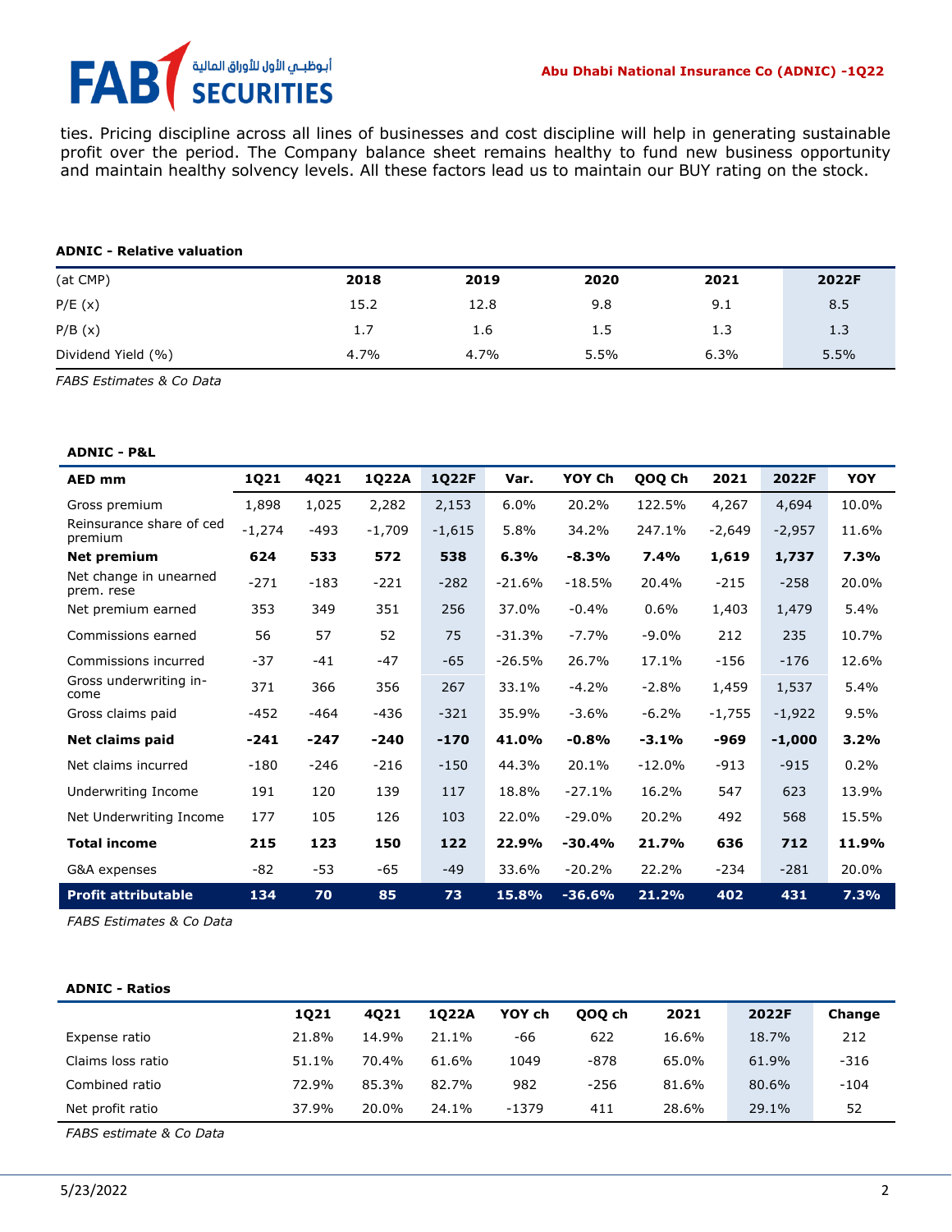ties. Pricing discipline across all lines of businesses and cost discipline will help in generating sustainable profit over the period. The Company balance sheet remains healthy to fund new business opportunity and maintain healthy solvency levels. All these factors lead us to maintain our BUY rating on the stock.

**ADNIC - Relative valuation**

| (at CMP) | 2018 | 2019 | 2020 | 2021 | 2022F |
|---|---|---|---|---|---|
| P/E (x) | 15.2 | 12.8 | 9.8 | 9.1 | 8.5 |
| P/B (x) | 1.7 | 1.6 | 1.5 | 1.3 | 1.3 |
| Dividend Yield (%) | 4.7% | 4.7% | 5.5% | 6.3% | 5.5% |

*FABS Estimates & Co Data*

**ADNIC - P&L**

| AED mm | 1Q21 | 4Q21 | 1Q22A | 1Q22F | Var. | YOY Ch | QOQ Ch | 2021 | 2022F | YOY |
|---|---|---|---|---|---|---|---|---|---|---|
| Gross premium | 1,898 | 1,025 | 2,282 | 2,153 | 6.0% | 20.2% | 122.5% | 4,267 | 4,694 | 10.0% |
| Reinsurance share of ced premium | -1,274 | -493 | -1,709 | -1,615 | 5.8% | 34.2% | 247.1% | -2,649 | -2,957 | 11.6% |
| **Net premium** | **624** | **533** | **572** | **538** | **6.3%** | **-8.3%** | **7.4%** | **1,619** | **1,737** | **7.3%** |
| Net change in unearned prem. rese | -271 | -183 | -221 | -282 | -21.6% | -18.5% | 20.4% | -215 | -258 | 20.0% |
| Net premium earned | 353 | 349 | 351 | 256 | 37.0% | -0.4% | 0.6% | 1,403 | 1,479 | 5.4% |
| Commissions earned | 56 | 57 | 52 | 75 | -31.3% | -7.7% | -9.0% | 212 | 235 | 10.7% |
| Commissions incurred | -37 | -41 | -47 | -65 | -26.5% | 26.7% | 17.1% | -156 | -176 | 12.6% |
| Gross underwriting income | 371 | 366 | 356 | 267 | 33.1% | -4.2% | -2.8% | 1,459 | 1,537 | 5.4% |
| Gross claims paid | -452 | -464 | -436 | -321 | 35.9% | -3.6% | -6.2% | -1,755 | -1,922 | 9.5% |
| **Net claims paid** | **-241** | **-247** | **-240** | **-170** | **41.0%** | **-0.8%** | **-3.1%** | **-969** | **-1,000** | **3.2%** |
| Net claims incurred | -180 | -246 | -216 | -150 | 44.3% | 20.1% | -12.0% | -913 | -915 | 0.2% |
| Underwriting Income | 191 | 120 | 139 | 117 | 18.8% | -27.1% | 16.2% | 547 | 623 | 13.9% |
| Net Underwriting Income | 177 | 105 | 126 | 103 | 22.0% | -29.0% | 20.2% | 492 | 568 | 15.5% |
| **Total income** | **215** | **123** | **150** | **122** | **22.9%** | **-30.4%** | **21.7%** | **636** | **712** | **11.9%** |
| G&A expenses | -82 | -53 | -65 | -49 | 33.6% | -20.2% | 22.2% | -234 | -281 | 20.0% |
| **Profit attributable** | **134** | **70** | **85** | **73** | **15.8%** | **-36.6%** | **21.2%** | **402** | **431** | **7.3%** |

*FABS Estimates & Co Data*

**ADNIC - Ratios**

| | 1Q21 | 4Q21 | 1Q22A | YOY ch | QOQ ch | 2021 | 2022F | Change |
|---|---|---|---|---|---|---|---|---|
| Expense ratio | 21.8% | 14.9% | 21.1% | -66 | 622 | 16.6% | 18.7% | 212 |
| Claims loss ratio | 51.1% | 70.4% | 61.6% | 1049 | -878 | 65.0% | 61.9% | -316 |
| Combined ratio | 72.9% | 85.3% | 82.7% | 982 | -256 | 81.6% | 80.6% | -104 |
| Net profit ratio | 37.9% | 20.0% | 24.1% | -1379 | 411 | 28.6% | 29.1% | 52 |

*FABS estimate & Co Data*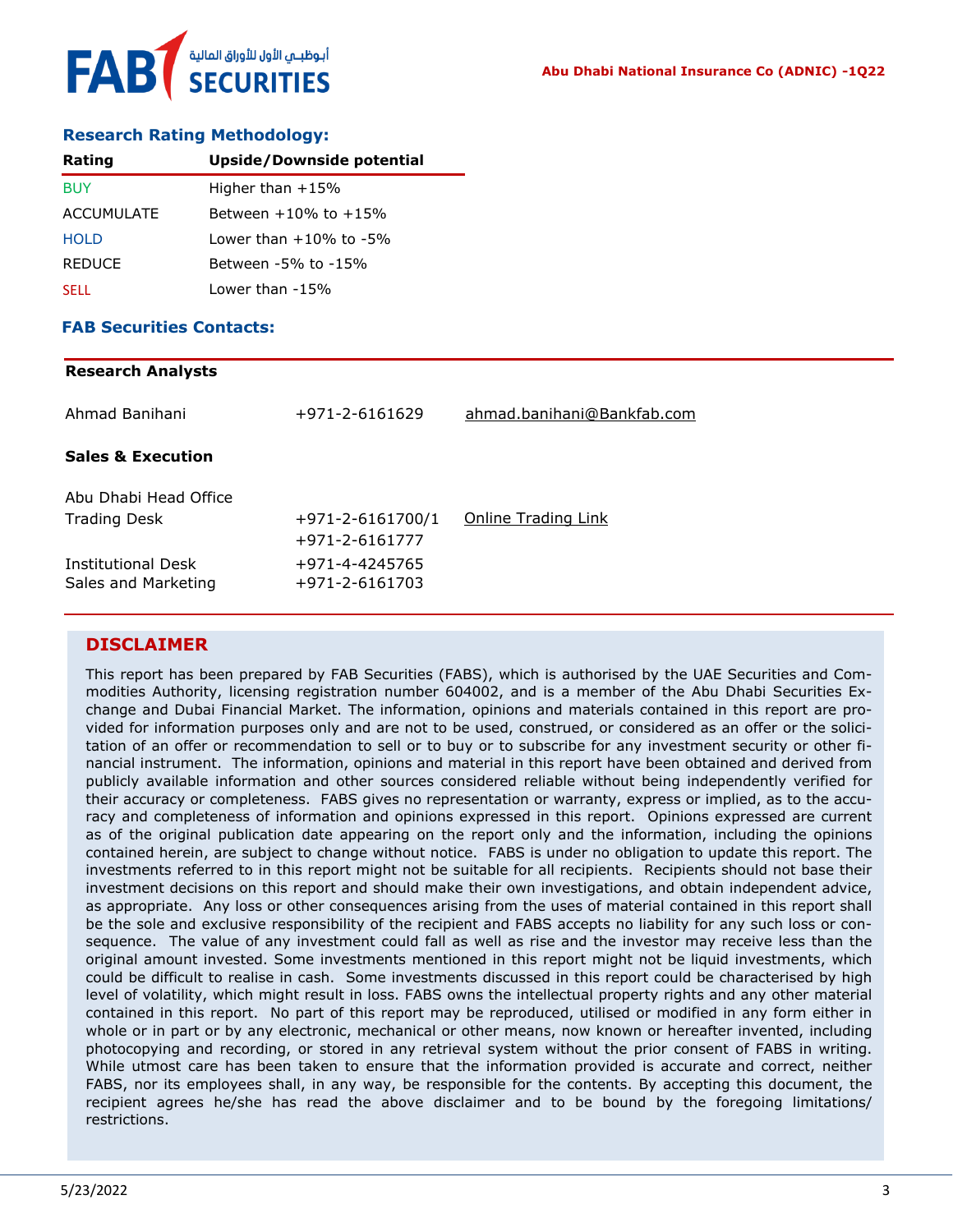## Research Rating Methodology:

| Rating | Upside/Downside potential |
|---|---|
| BUY | Higher than +15% |
| ACCUMULATE | Between +10% to +15% |
| HOLD | Lower than +10% to -5% |
| REDUCE | Between -5% to -15% |
| SELL | Lower than -15% |

## FAB Securities Contacts:

**Research Analysts**

| | | |
|---|---|---|
| Ahmad Banihani | +971-2-6161629 | ahmad.banihani@Bankfab.com |

**Sales & Execution**

| | | |
|---|---|---|
| Abu Dhabi Head Office | | |
| Trading Desk | +971-2-6161700/1<br>+971-2-6161777 | Online Trading Link |
| Institutional Desk | +971-4-4245765 | |
| Sales and Marketing | +971-2-6161703 | |

## DISCLAIMER

This report has been prepared by FAB Securities (FABS), which is authorised by the UAE Securities and Commodities Authority, licensing registration number 604002, and is a member of the Abu Dhabi Securities Exchange and Dubai Financial Market. The information, opinions and materials contained in this report are provided for information purposes only and are not to be used, construed, or considered as an offer or the solicitation of an offer or recommendation to sell or to buy or to subscribe for any investment security or other financial instrument. The information, opinions and material in this report have been obtained and derived from publicly available information and other sources considered reliable without being independently verified for their accuracy or completeness. FABS gives no representation or warranty, express or implied, as to the accuracy and completeness of information and opinions expressed in this report. Opinions expressed are current as of the original publication date appearing on the report only and the information, including the opinions contained herein, are subject to change without notice. FABS is under no obligation to update this report. The investments referred to in this report might not be suitable for all recipients. Recipients should not base their investment decisions on this report and should make their own investigations, and obtain independent advice, as appropriate. Any loss or other consequences arising from the uses of material contained in this report shall be the sole and exclusive responsibility of the recipient and FABS accepts no liability for any such loss or consequence. The value of any investment could fall as well as rise and the investor may receive less than the original amount invested. Some investments mentioned in this report might not be liquid investments, which could be difficult to realise in cash. Some investments discussed in this report could be characterised by high level of volatility, which might result in loss. FABS owns the intellectual property rights and any other material contained in this report. No part of this report may be reproduced, utilised or modified in any form either in whole or in part or by any electronic, mechanical or other means, now known or hereafter invented, including photocopying and recording, or stored in any retrieval system without the prior consent of FABS in writing. While utmost care has been taken to ensure that the information provided is accurate and correct, neither FABS, nor its employees shall, in any way, be responsible for the contents. By accepting this document, the recipient agrees he/she has read the above disclaimer and to be bound by the foregoing limitations/restrictions.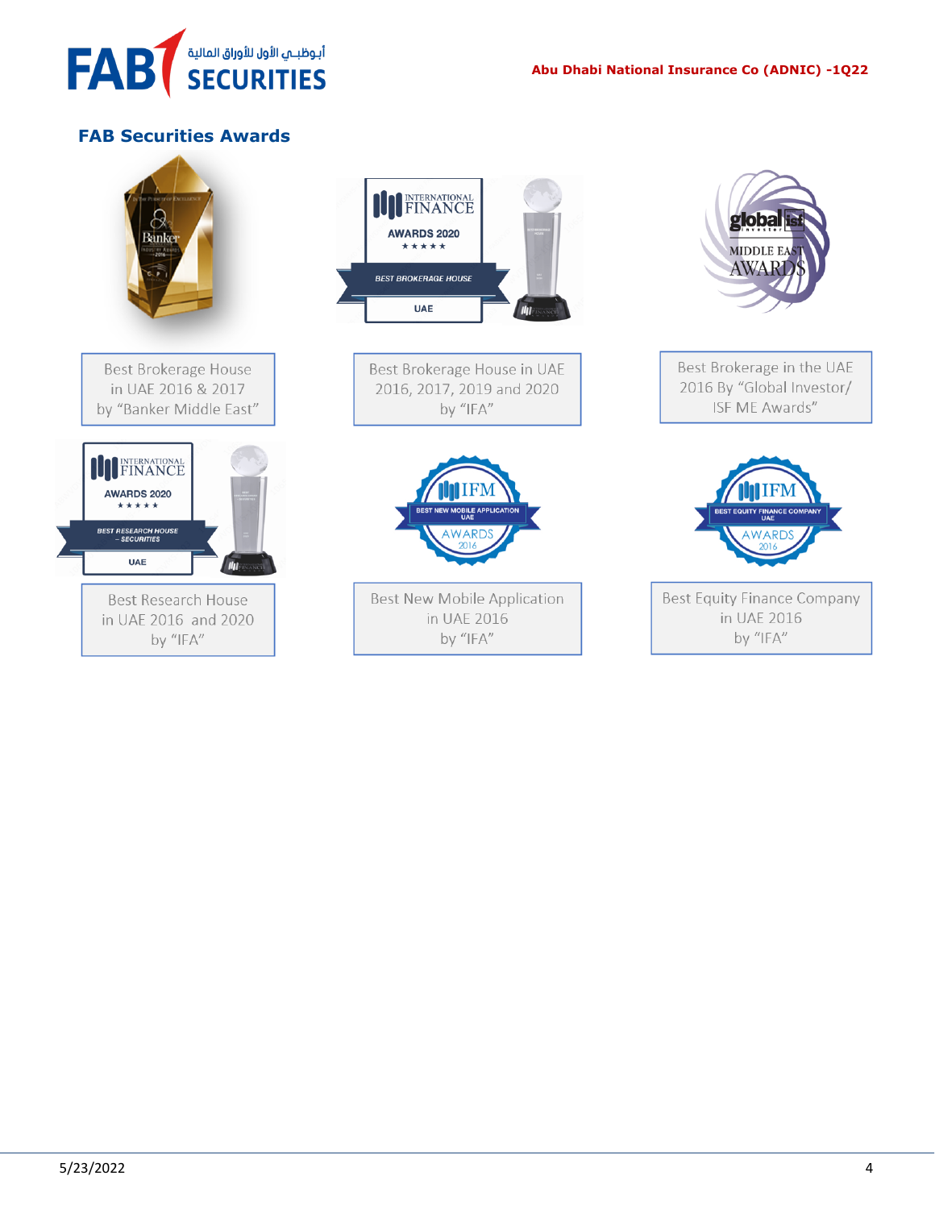## FAB Securities Awards

Best Brokerage House in UAE 2016 & 2017 by "Banker Middle East"

Best Brokerage House in UAE 2016, 2017, 2019 and 2020 by "IFA"

Best Brokerage in the UAE 2016 By "Global Investor/ ISF ME Awards"

Best Research House in UAE 2016 and 2020 by "IFA"

Best New Mobile Application in UAE 2016 by "IFA"

Best Equity Finance Company in UAE 2016 by "IFA"